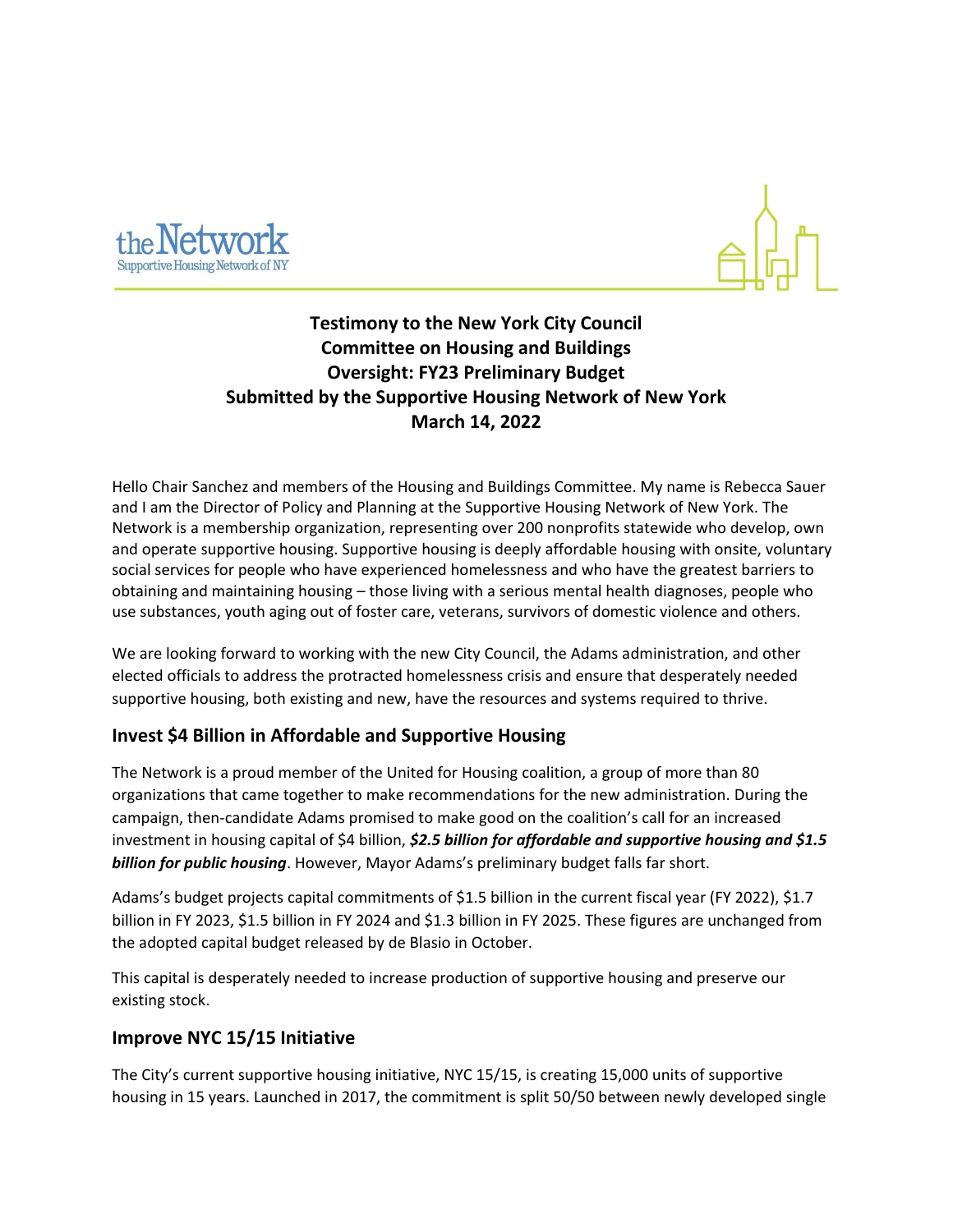# Testimony to the New York City Council
# Committee on Housing and Buildings
# Oversight: FY23 Preliminary Budget
# Submitted by the Supportive Housing Network of New York
# March 14, 2022

Hello Chair Sanchez and members of the Housing and Buildings Committee. My name is Rebecca Sauer and I am the Director of Policy and Planning at the Supportive Housing Network of New York. The Network is a membership organization, representing over 200 nonprofits statewide who develop, own and operate supportive housing. Supportive housing is deeply affordable housing with onsite, voluntary social services for people who have experienced homelessness and who have the greatest barriers to obtaining and maintaining housing – those living with a serious mental health diagnoses, people who use substances, youth aging out of foster care, veterans, survivors of domestic violence and others.

We are looking forward to working with the new City Council, the Adams administration, and other elected officials to address the protracted homelessness crisis and ensure that desperately needed supportive housing, both existing and new, have the resources and systems required to thrive.

## Invest $4 Billion in Affordable and Supportive Housing

The Network is a proud member of the United for Housing coalition, a group of more than 80 organizations that came together to make recommendations for the new administration. During the campaign, then-candidate Adams promised to make good on the coalition's call for an increased investment in housing capital of $4 billion, ***$2.5 billion for affordable and supportive housing and $1.5 billion for public housing***. However, Mayor Adams's preliminary budget falls far short.

Adams's budget projects capital commitments of $1.5 billion in the current fiscal year (FY 2022), $1.7 billion in FY 2023, $1.5 billion in FY 2024 and $1.3 billion in FY 2025. These figures are unchanged from the adopted capital budget released by de Blasio in October.

This capital is desperately needed to increase production of supportive housing and preserve our existing stock.

## Improve NYC 15/15 Initiative

The City's current supportive housing initiative, NYC 15/15, is creating 15,000 units of supportive housing in 15 years. Launched in 2017, the commitment is split 50/50 between newly developed single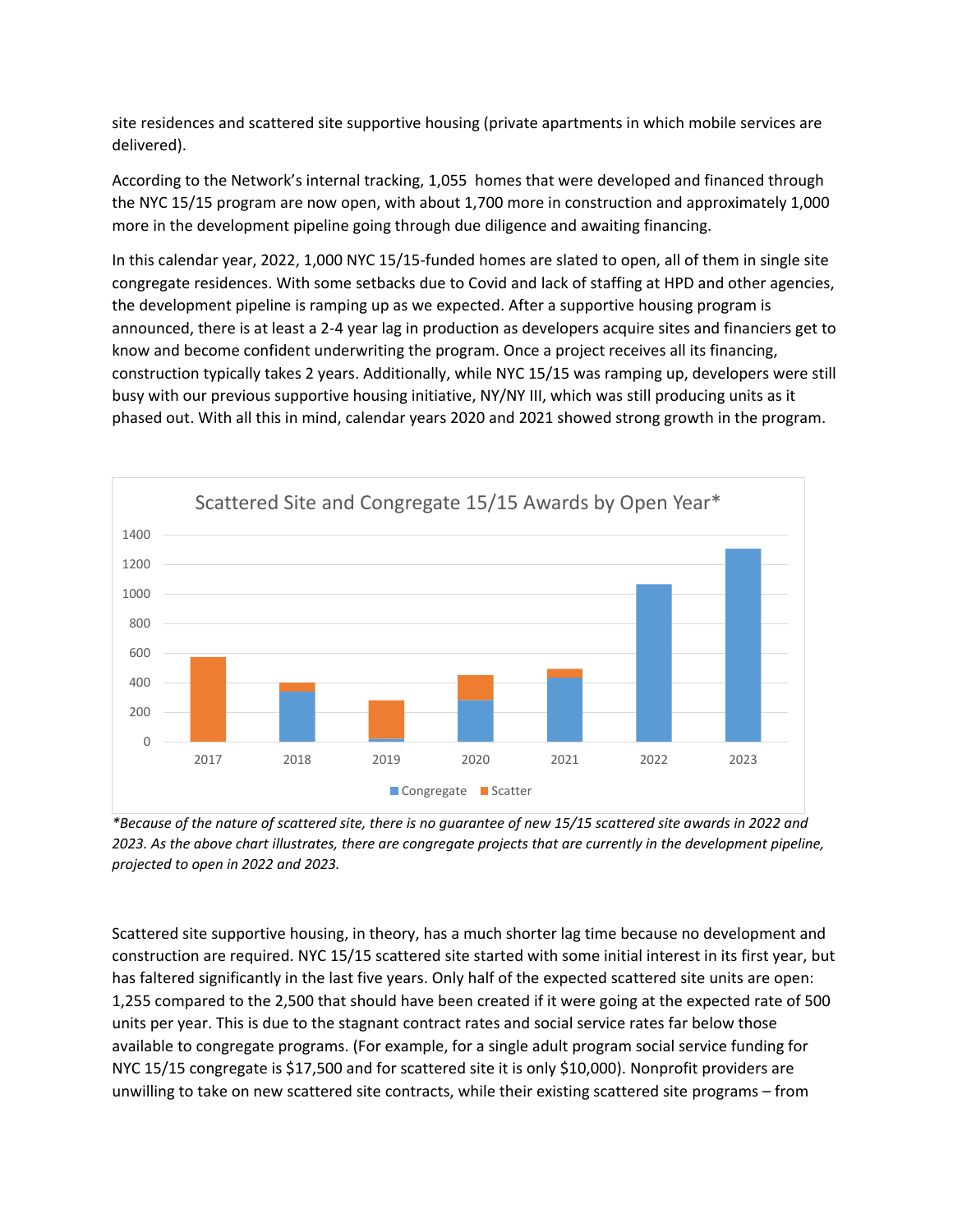site residences and scattered site supportive housing (private apartments in which mobile services are delivered).

According to the Network's internal tracking, 1,055 homes that were developed and financed through the NYC 15/15 program are now open, with about 1,700 more in construction and approximately 1,000 more in the development pipeline going through due diligence and awaiting financing.

In this calendar year, 2022, 1,000 NYC 15/15-funded homes are slated to open, all of them in single site congregate residences. With some setbacks due to Covid and lack of staffing at HPD and other agencies, the development pipeline is ramping up as we expected. After a supportive housing program is announced, there is at least a 2-4 year lag in production as developers acquire sites and financiers get to know and become confident underwriting the program. Once a project receives all its financing, construction typically takes 2 years. Additionally, while NYC 15/15 was ramping up, developers were still busy with our previous supportive housing initiative, NY/NY III, which was still producing units as it phased out. With all this in mind, calendar years 2020 and 2021 showed strong growth in the program.

Scattered Site and Congregate 15/15 Awards by Open Year*

*\*Because of the nature of scattered site, there is no guarantee of new 15/15 scattered site awards in 2022 and 2023. As the above chart illustrates, there are congregate projects that are currently in the development pipeline, projected to open in 2022 and 2023.*

Scattered site supportive housing, in theory, has a much shorter lag time because no development and construction are required. NYC 15/15 scattered site started with some initial interest in its first year, but has faltered significantly in the last five years. Only half of the expected scattered site units are open: 1,255 compared to the 2,500 that should have been created if it were going at the expected rate of 500 units per year. This is due to the stagnant contract rates and social service rates far below those available to congregate programs. (For example, for a single adult program social service funding for NYC 15/15 congregate is $17,500 and for scattered site it is only $10,000). Nonprofit providers are unwilling to take on new scattered site contracts, while their existing scattered site programs – from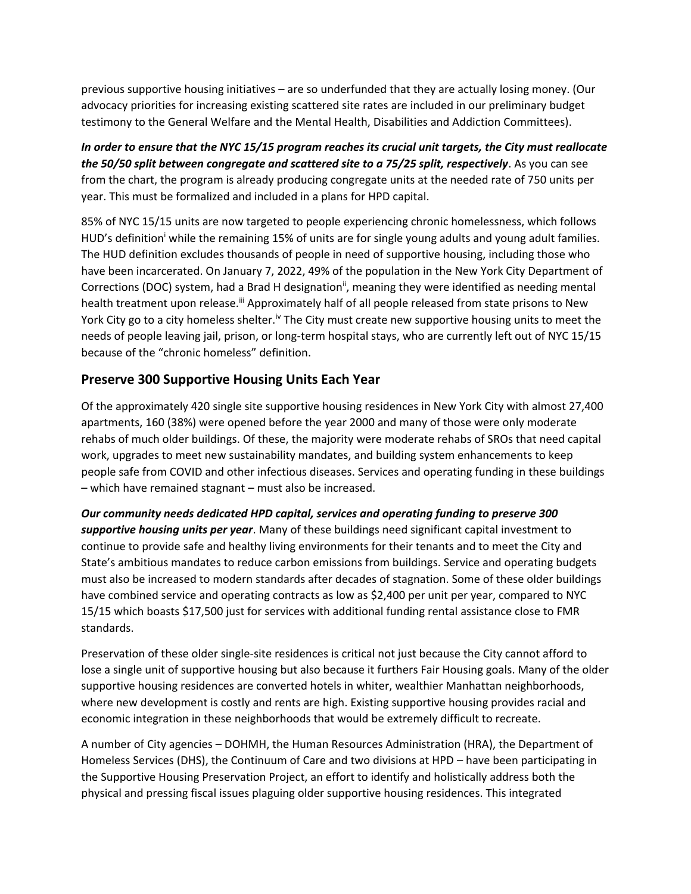previous supportive housing initiatives – are so underfunded that they are actually losing money. (Our advocacy priorities for increasing existing scattered site rates are included in our preliminary budget testimony to the General Welfare and the Mental Health, Disabilities and Addiction Committees).

***In order to ensure that the NYC 15/15 program reaches its crucial unit targets, the City must reallocate the 50/50 split between congregate and scattered site to a 75/25 split, respectively***. As you can see from the chart, the program is already producing congregate units at the needed rate of 750 units per year. This must be formalized and included in a plans for HPD capital.

85% of NYC 15/15 units are now targeted to people experiencing chronic homelessness, which follows HUD's definition[i] while the remaining 15% of units are for single young adults and young adult families. The HUD definition excludes thousands of people in need of supportive housing, including those who have been incarcerated. On January 7, 2022, 49% of the population in the New York City Department of Corrections (DOC) system, had a Brad H designation[ii], meaning they were identified as needing mental health treatment upon release.[iii] Approximately half of all people released from state prisons to New York City go to a city homeless shelter.[iv] The City must create new supportive housing units to meet the needs of people leaving jail, prison, or long-term hospital stays, who are currently left out of NYC 15/15 because of the "chronic homeless" definition.

## Preserve 300 Supportive Housing Units Each Year

Of the approximately 420 single site supportive housing residences in New York City with almost 27,400 apartments, 160 (38%) were opened before the year 2000 and many of those were only moderate rehabs of much older buildings. Of these, the majority were moderate rehabs of SROs that need capital work, upgrades to meet new sustainability mandates, and building system enhancements to keep people safe from COVID and other infectious diseases. Services and operating funding in these buildings – which have remained stagnant – must also be increased.

***Our community needs dedicated HPD capital, services and operating funding to preserve 300 supportive housing units per year***. Many of these buildings need significant capital investment to continue to provide safe and healthy living environments for their tenants and to meet the City and State's ambitious mandates to reduce carbon emissions from buildings. Service and operating budgets must also be increased to modern standards after decades of stagnation. Some of these older buildings have combined service and operating contracts as low as $2,400 per unit per year, compared to NYC 15/15 which boasts $17,500 just for services with additional funding rental assistance close to FMR standards.

Preservation of these older single-site residences is critical not just because the City cannot afford to lose a single unit of supportive housing but also because it furthers Fair Housing goals. Many of the older supportive housing residences are converted hotels in whiter, wealthier Manhattan neighborhoods, where new development is costly and rents are high. Existing supportive housing provides racial and economic integration in these neighborhoods that would be extremely difficult to recreate.

A number of City agencies – DOHMH, the Human Resources Administration (HRA), the Department of Homeless Services (DHS), the Continuum of Care and two divisions at HPD – have been participating in the Supportive Housing Preservation Project, an effort to identify and holistically address both the physical and pressing fiscal issues plaguing older supportive housing residences. This integrated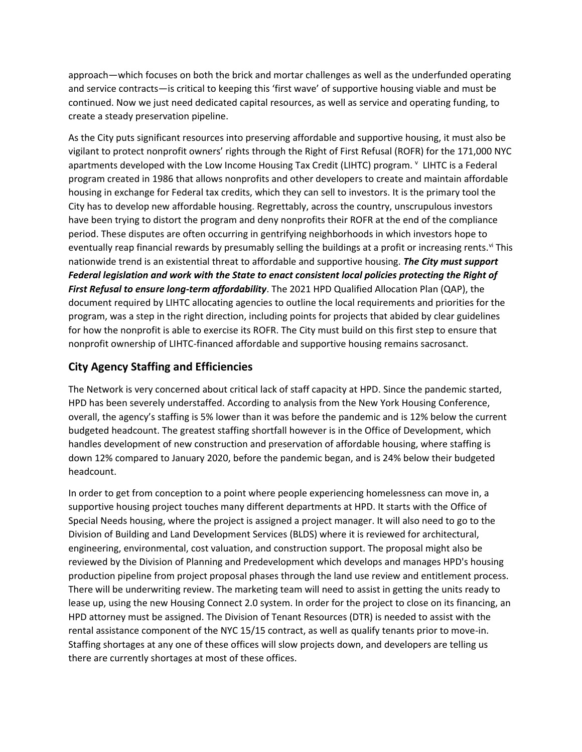approach—which focuses on both the brick and mortar challenges as well as the underfunded operating and service contracts—is critical to keeping this 'first wave' of supportive housing viable and must be continued. Now we just need dedicated capital resources, as well as service and operating funding, to create a steady preservation pipeline.

As the City puts significant resources into preserving affordable and supportive housing, it must also be vigilant to protect nonprofit owners' rights through the Right of First Refusal (ROFR) for the 171,000 NYC apartments developed with the Low Income Housing Tax Credit (LIHTC) program. [v] LIHTC is a Federal program created in 1986 that allows nonprofits and other developers to create and maintain affordable housing in exchange for Federal tax credits, which they can sell to investors. It is the primary tool the City has to develop new affordable housing. Regrettably, across the country, unscrupulous investors have been trying to distort the program and deny nonprofits their ROFR at the end of the compliance period. These disputes are often occurring in gentrifying neighborhoods in which investors hope to eventually reap financial rewards by presumably selling the buildings at a profit or increasing rents.[vi] This nationwide trend is an existential threat to affordable and supportive housing. ***The City must support Federal legislation and work with the State to enact consistent local policies protecting the Right of First Refusal to ensure long-term affordability***. The 2021 HPD Qualified Allocation Plan (QAP), the document required by LIHTC allocating agencies to outline the local requirements and priorities for the program, was a step in the right direction, including points for projects that abided by clear guidelines for how the nonprofit is able to exercise its ROFR. The City must build on this first step to ensure that nonprofit ownership of LIHTC-financed affordable and supportive housing remains sacrosanct.

## City Agency Staffing and Efficiencies

The Network is very concerned about critical lack of staff capacity at HPD. Since the pandemic started, HPD has been severely understaffed. According to analysis from the New York Housing Conference, overall, the agency's staffing is 5% lower than it was before the pandemic and is 12% below the current budgeted headcount. The greatest staffing shortfall however is in the Office of Development, which handles development of new construction and preservation of affordable housing, where staffing is down 12% compared to January 2020, before the pandemic began, and is 24% below their budgeted headcount.

In order to get from conception to a point where people experiencing homelessness can move in, a supportive housing project touches many different departments at HPD. It starts with the Office of Special Needs housing, where the project is assigned a project manager. It will also need to go to the Division of Building and Land Development Services (BLDS) where it is reviewed for architectural, engineering, environmental, cost valuation, and construction support. The proposal might also be reviewed by the Division of Planning and Predevelopment which develops and manages HPD's housing production pipeline from project proposal phases through the land use review and entitlement process. There will be underwriting review. The marketing team will need to assist in getting the units ready to lease up, using the new Housing Connect 2.0 system. In order for the project to close on its financing, an HPD attorney must be assigned. The Division of Tenant Resources (DTR) is needed to assist with the rental assistance component of the NYC 15/15 contract, as well as qualify tenants prior to move-in. Staffing shortages at any one of these offices will slow projects down, and developers are telling us there are currently shortages at most of these offices.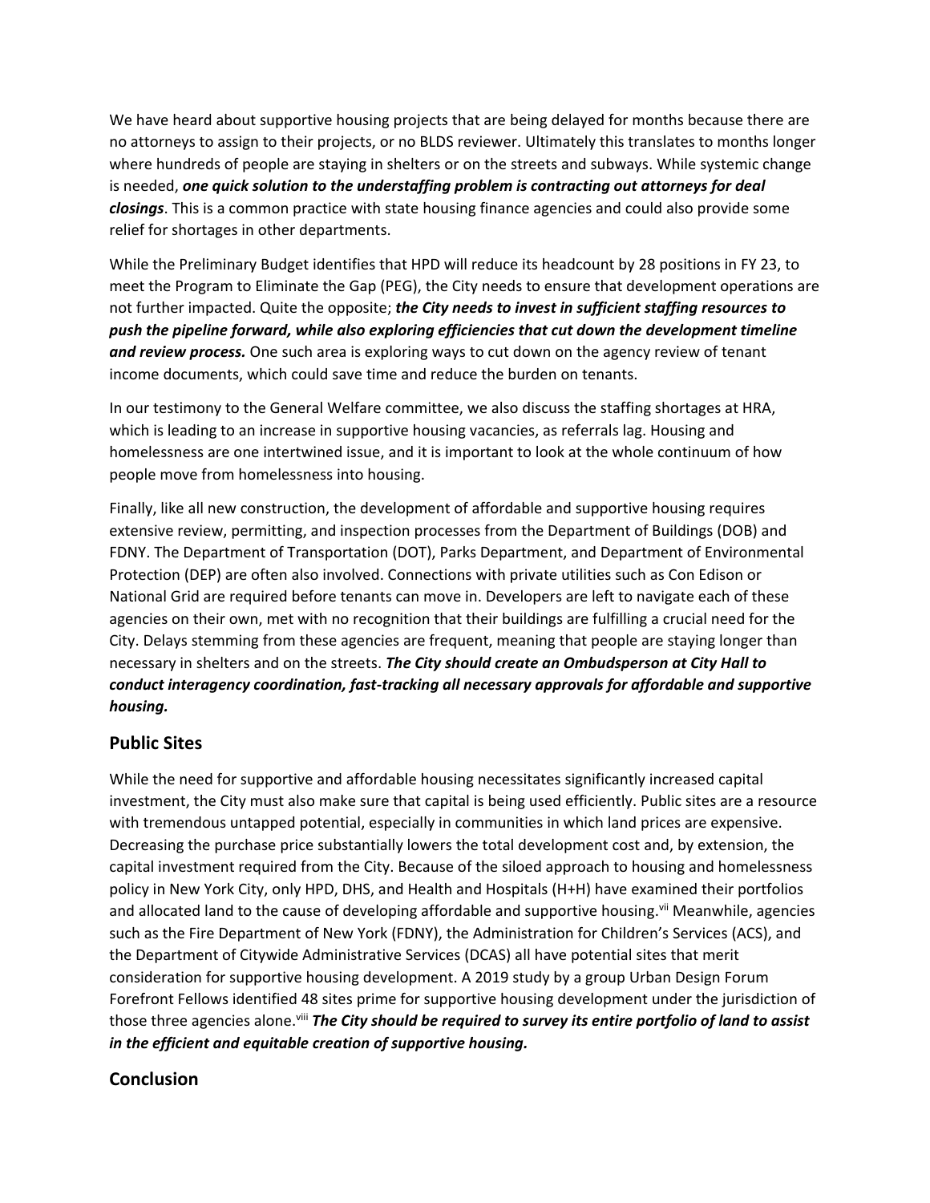We have heard about supportive housing projects that are being delayed for months because there are no attorneys to assign to their projects, or no BLDS reviewer. Ultimately this translates to months longer where hundreds of people are staying in shelters or on the streets and subways. While systemic change is needed, ***one quick solution to the understaffing problem is contracting out attorneys for deal closings***. This is a common practice with state housing finance agencies and could also provide some relief for shortages in other departments.

While the Preliminary Budget identifies that HPD will reduce its headcount by 28 positions in FY 23, to meet the Program to Eliminate the Gap (PEG), the City needs to ensure that development operations are not further impacted. Quite the opposite; ***the City needs to invest in sufficient staffing resources to push the pipeline forward, while also exploring efficiencies that cut down the development timeline and review process.*** One such area is exploring ways to cut down on the agency review of tenant income documents, which could save time and reduce the burden on tenants.

In our testimony to the General Welfare committee, we also discuss the staffing shortages at HRA, which is leading to an increase in supportive housing vacancies, as referrals lag. Housing and homelessness are one intertwined issue, and it is important to look at the whole continuum of how people move from homelessness into housing.

Finally, like all new construction, the development of affordable and supportive housing requires extensive review, permitting, and inspection processes from the Department of Buildings (DOB) and FDNY. The Department of Transportation (DOT), Parks Department, and Department of Environmental Protection (DEP) are often also involved. Connections with private utilities such as Con Edison or National Grid are required before tenants can move in. Developers are left to navigate each of these agencies on their own, met with no recognition that their buildings are fulfilling a crucial need for the City. Delays stemming from these agencies are frequent, meaning that people are staying longer than necessary in shelters and on the streets. ***The City should create an Ombudsperson at City Hall to conduct interagency coordination, fast-tracking all necessary approvals for affordable and supportive housing.***

## Public Sites

While the need for supportive and affordable housing necessitates significantly increased capital investment, the City must also make sure that capital is being used efficiently. Public sites are a resource with tremendous untapped potential, especially in communities in which land prices are expensive. Decreasing the purchase price substantially lowers the total development cost and, by extension, the capital investment required from the City. Because of the siloed approach to housing and homelessness policy in New York City, only HPD, DHS, and Health and Hospitals (H+H) have examined their portfolios and allocated land to the cause of developing affordable and supportive housing.[vii] Meanwhile, agencies such as the Fire Department of New York (FDNY), the Administration for Children's Services (ACS), and the Department of Citywide Administrative Services (DCAS) all have potential sites that merit consideration for supportive housing development. A 2019 study by a group Urban Design Forum Forefront Fellows identified 48 sites prime for supportive housing development under the jurisdiction of those three agencies alone.[viii] ***The City should be required to survey its entire portfolio of land to assist in the efficient and equitable creation of supportive housing.***

## Conclusion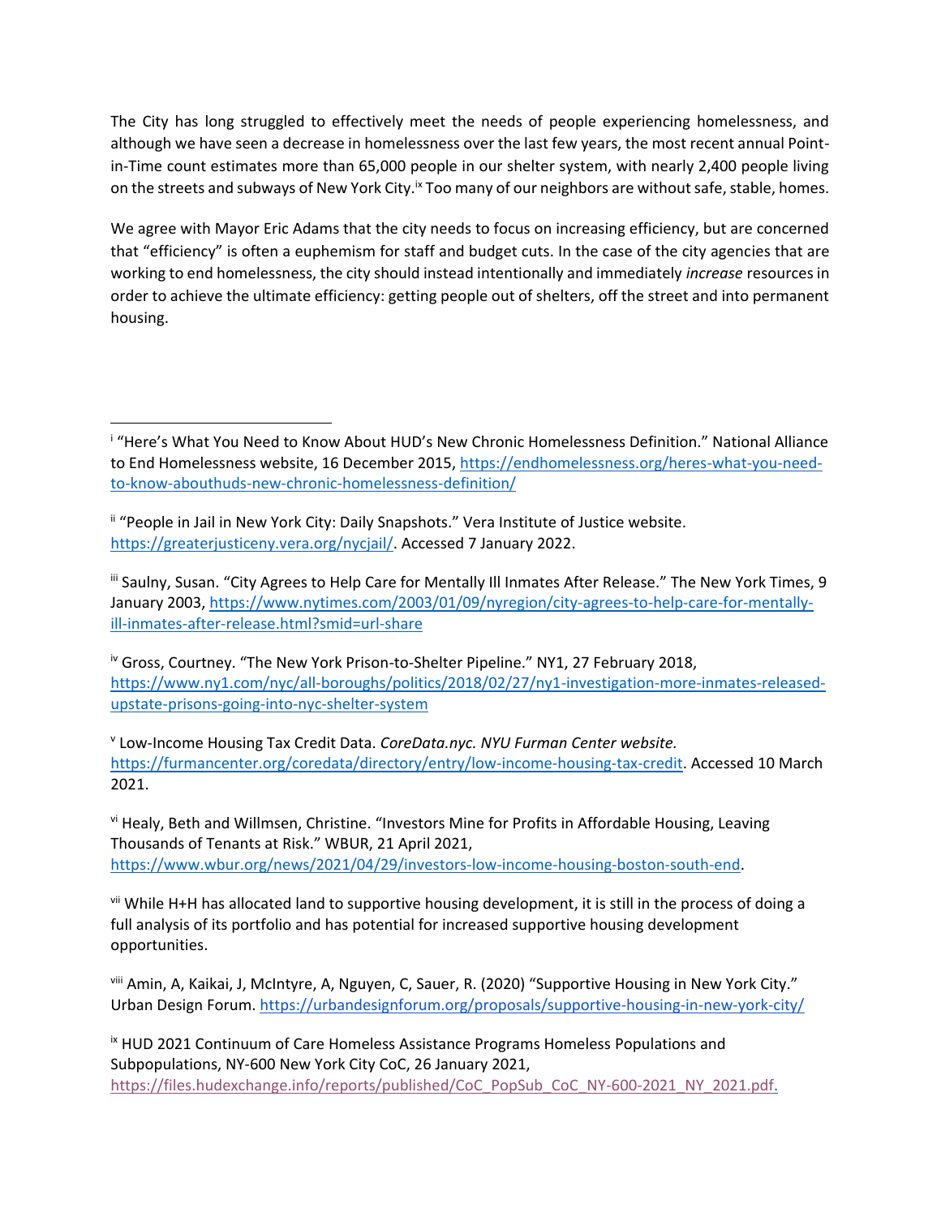The City has long struggled to effectively meet the needs of people experiencing homelessness, and although we have seen a decrease in homelessness over the last few years, the most recent annual Point-in-Time count estimates more than 65,000 people in our shelter system, with nearly 2,400 people living on the streets and subways of New York City.[ix] Too many of our neighbors are without safe, stable, homes.

We agree with Mayor Eric Adams that the city needs to focus on increasing efficiency, but are concerned that "efficiency" is often a euphemism for staff and budget cuts. In the case of the city agencies that are working to end homelessness, the city should instead intentionally and immediately *increase* resources in order to achieve the ultimate efficiency: getting people out of shelters, off the street and into permanent housing.

---

[i] "Here's What You Need to Know About HUD's New Chronic Homelessness Definition." National Alliance to End Homelessness website, 16 December 2015, https://endhomelessness.org/heres-what-you-need-to-know-abouthuds-new-chronic-homelessness-definition/

[ii] "People in Jail in New York City: Daily Snapshots." Vera Institute of Justice website. https://greaterjusticeny.vera.org/nycjail/. Accessed 7 January 2022.

[iii] Saulny, Susan. "City Agrees to Help Care for Mentally Ill Inmates After Release." The New York Times, 9 January 2003, https://www.nytimes.com/2003/01/09/nyregion/city-agrees-to-help-care-for-mentally-ill-inmates-after-release.html?smid=url-share

[iv] Gross, Courtney. "The New York Prison-to-Shelter Pipeline." NY1, 27 February 2018, https://www.ny1.com/nyc/all-boroughs/politics/2018/02/27/ny1-investigation-more-inmates-released-upstate-prisons-going-into-nyc-shelter-system

[v] Low-Income Housing Tax Credit Data. *CoreData.nyc. NYU Furman Center website.* https://furmancenter.org/coredata/directory/entry/low-income-housing-tax-credit. Accessed 10 March 2021.

[vi] Healy, Beth and Willmsen, Christine. "Investors Mine for Profits in Affordable Housing, Leaving Thousands of Tenants at Risk." WBUR, 21 April 2021, https://www.wbur.org/news/2021/04/29/investors-low-income-housing-boston-south-end.

[vii] While H+H has allocated land to supportive housing development, it is still in the process of doing a full analysis of its portfolio and has potential for increased supportive housing development opportunities.

[viii] Amin, A, Kaikai, J, McIntyre, A, Nguyen, C, Sauer, R. (2020) "Supportive Housing in New York City." Urban Design Forum. https://urbandesignforum.org/proposals/supportive-housing-in-new-york-city/

[ix] HUD 2021 Continuum of Care Homeless Assistance Programs Homeless Populations and Subpopulations, NY-600 New York City CoC, 26 January 2021, https://files.hudexchange.info/reports/published/CoC_PopSub_CoC_NY-600-2021_NY_2021.pdf.